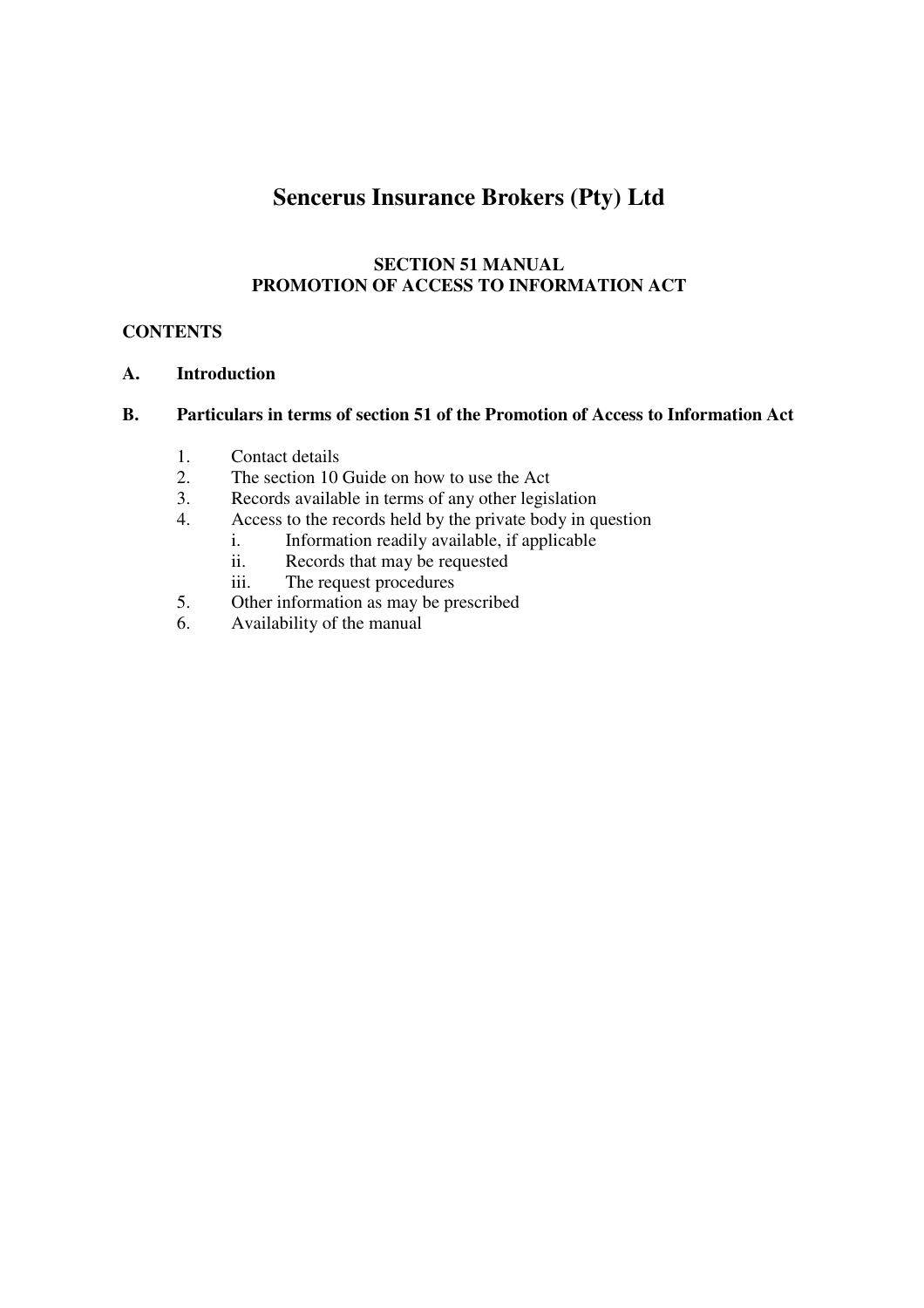# Sencerus Insurance Brokers (Pty) Ltd

## SECTION 51 MANUAL
## PROMOTION OF ACCESS TO INFORMATION ACT

**CONTENTS**

**A. Introduction**

**B. Particulars in terms of section 51 of the Promotion of Access to Information Act**

1. Contact details
2. The section 10 Guide on how to use the Act
3. Records available in terms of any other legislation
4. Access to the records held by the private body in question
   - i. Information readily available, if applicable
   - ii. Records that may be requested
   - iii. The request procedures
5. Other information as may be prescribed
6. Availability of the manual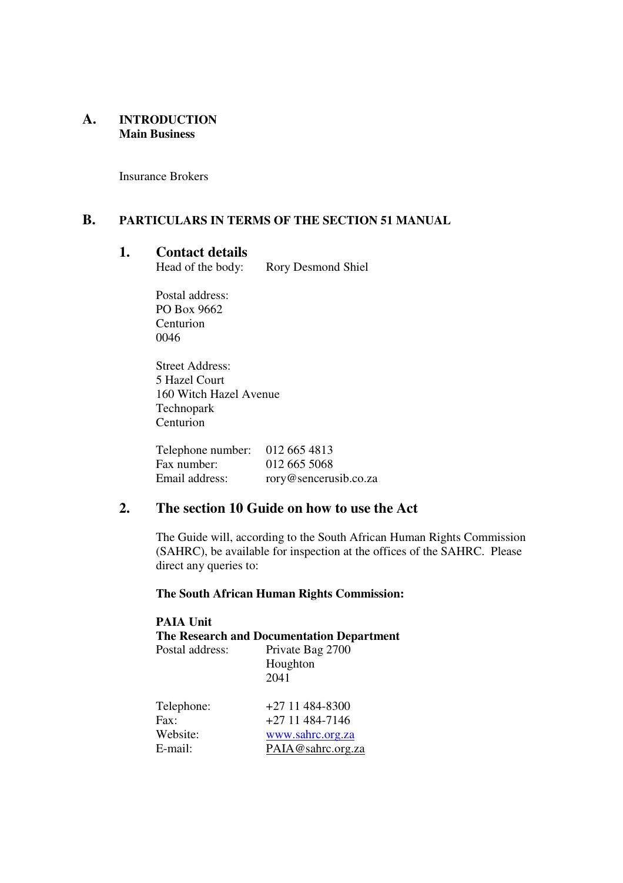## A. INTRODUCTION

**Main Business**

Insurance Brokers

## B. PARTICULARS IN TERMS OF THE SECTION 51 MANUAL

### 1. Contact details

Head of the body: Rory Desmond Shiel

Postal address:
PO Box 9662
Centurion
0046

Street Address:
5 Hazel Court
160 Witch Hazel Avenue
Technopark
Centurion

Telephone number: 012 665 4813
Fax number: 012 665 5068
Email address: rory@sencerusib.co.za

### 2. The section 10 Guide on how to use the Act

The Guide will, according to the South African Human Rights Commission (SAHRC), be available for inspection at the offices of the SAHRC. Please direct any queries to:

**The South African Human Rights Commission:**

**PAIA Unit**
**The Research and Documentation Department**

Postal address: Private Bag 2700
Houghton
2041

Telephone: +27 11 484-8300
Fax: +27 11 484-7146
Website: www.sahrc.org.za
E-mail: PAIA@sahrc.org.za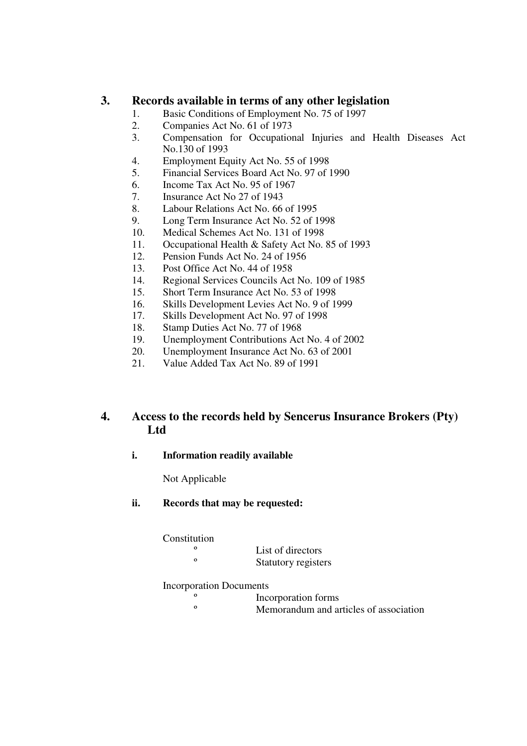## 3. Records available in terms of any other legislation

1. Basic Conditions of Employment No. 75 of 1997
2. Companies Act No. 61 of 1973
3. Compensation for Occupational Injuries and Health Diseases Act No.130 of 1993
4. Employment Equity Act No. 55 of 1998
5. Financial Services Board Act No. 97 of 1990
6. Income Tax Act No. 95 of 1967
7. Insurance Act No 27 of 1943
8. Labour Relations Act No. 66 of 1995
9. Long Term Insurance Act No. 52 of 1998
10. Medical Schemes Act No. 131 of 1998
11. Occupational Health & Safety Act No. 85 of 1993
12. Pension Funds Act No. 24 of 1956
13. Post Office Act No. 44 of 1958
14. Regional Services Councils Act No. 109 of 1985
15. Short Term Insurance Act No. 53 of 1998
16. Skills Development Levies Act No. 9 of 1999
17. Skills Development Act No. 97 of 1998
18. Stamp Duties Act No. 77 of 1968
19. Unemployment Contributions Act No. 4 of 2002
20. Unemployment Insurance Act No. 63 of 2001
21. Value Added Tax Act No. 89 of 1991

## 4. Access to the records held by Sencerus Insurance Brokers (Pty) Ltd

### i. Information readily available

Not Applicable

### ii. Records that may be requested:

Constitution

- List of directors
- Statutory registers

Incorporation Documents

- Incorporation forms
- Memorandum and articles of association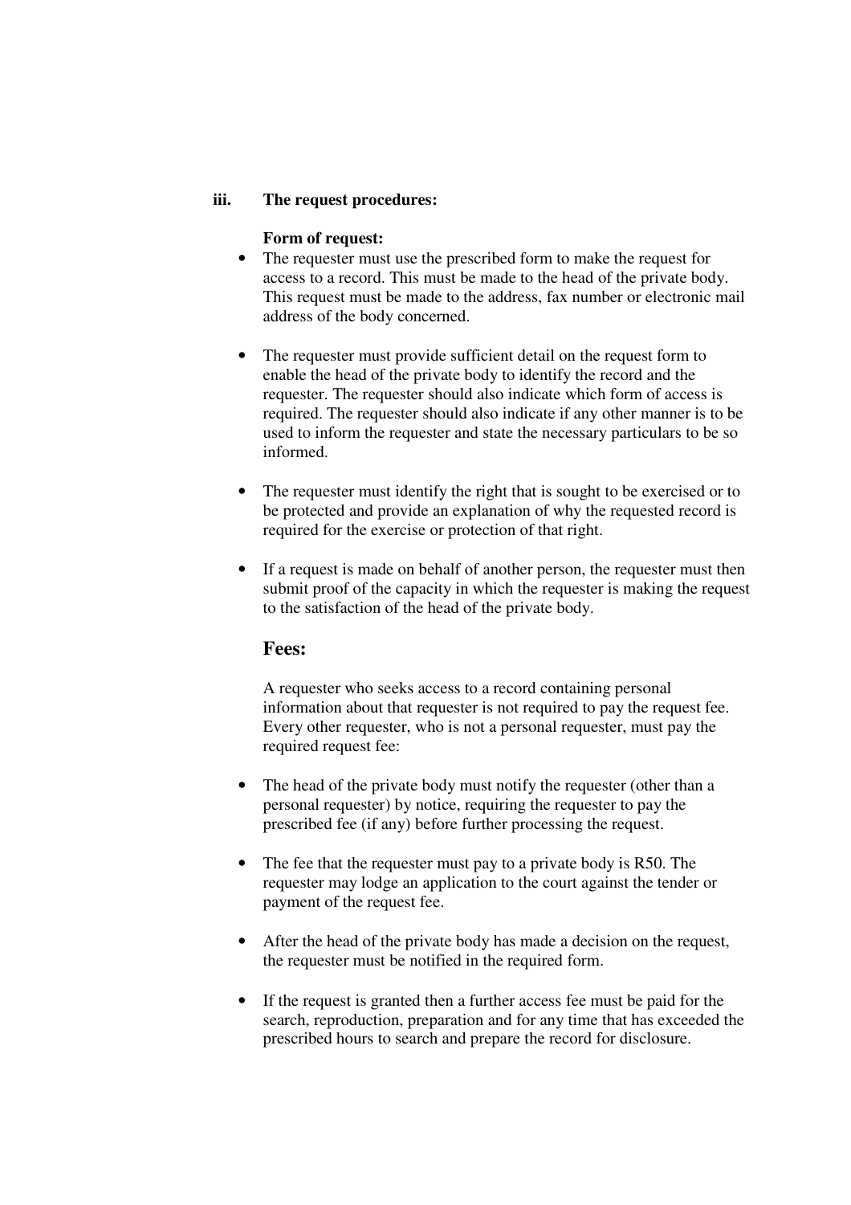**iii. The request procedures:**

**Form of request:**

- The requester must use the prescribed form to make the request for access to a record. This must be made to the head of the private body. This request must be made to the address, fax number or electronic mail address of the body concerned.

- The requester must provide sufficient detail on the request form to enable the head of the private body to identify the record and the requester. The requester should also indicate which form of access is required. The requester should also indicate if any other manner is to be used to inform the requester and state the necessary particulars to be so informed.

- The requester must identify the right that is sought to be exercised or to be protected and provide an explanation of why the requested record is required for the exercise or protection of that right.

- If a request is made on behalf of another person, the requester must then submit proof of the capacity in which the requester is making the request to the satisfaction of the head of the private body.

### Fees:

A requester who seeks access to a record containing personal information about that requester is not required to pay the request fee. Every other requester, who is not a personal requester, must pay the required request fee:

- The head of the private body must notify the requester (other than a personal requester) by notice, requiring the requester to pay the prescribed fee (if any) before further processing the request.

- The fee that the requester must pay to a private body is R50. The requester may lodge an application to the court against the tender or payment of the request fee.

- After the head of the private body has made a decision on the request, the requester must be notified in the required form.

- If the request is granted then a further access fee must be paid for the search, reproduction, preparation and for any time that has exceeded the prescribed hours to search and prepare the record for disclosure.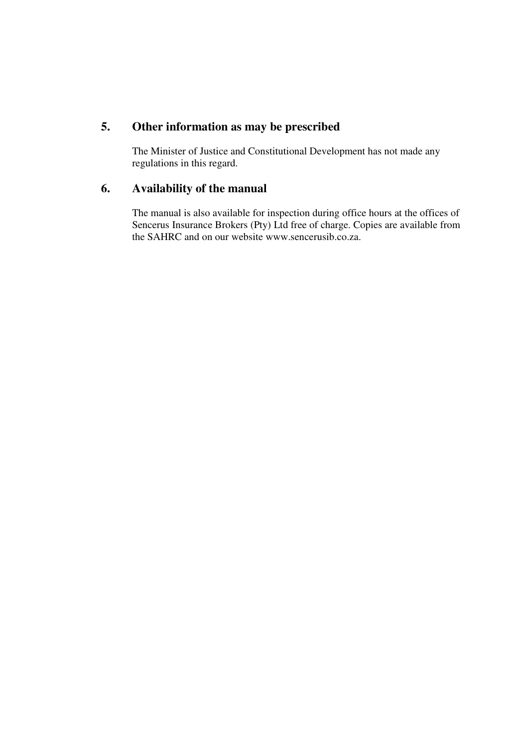## 5. Other information as may be prescribed

The Minister of Justice and Constitutional Development has not made any regulations in this regard.

## 6. Availability of the manual

The manual is also available for inspection during office hours at the offices of Sencerus Insurance Brokers (Pty) Ltd free of charge. Copies are available from the SAHRC and on our website www.sencerusib.co.za.